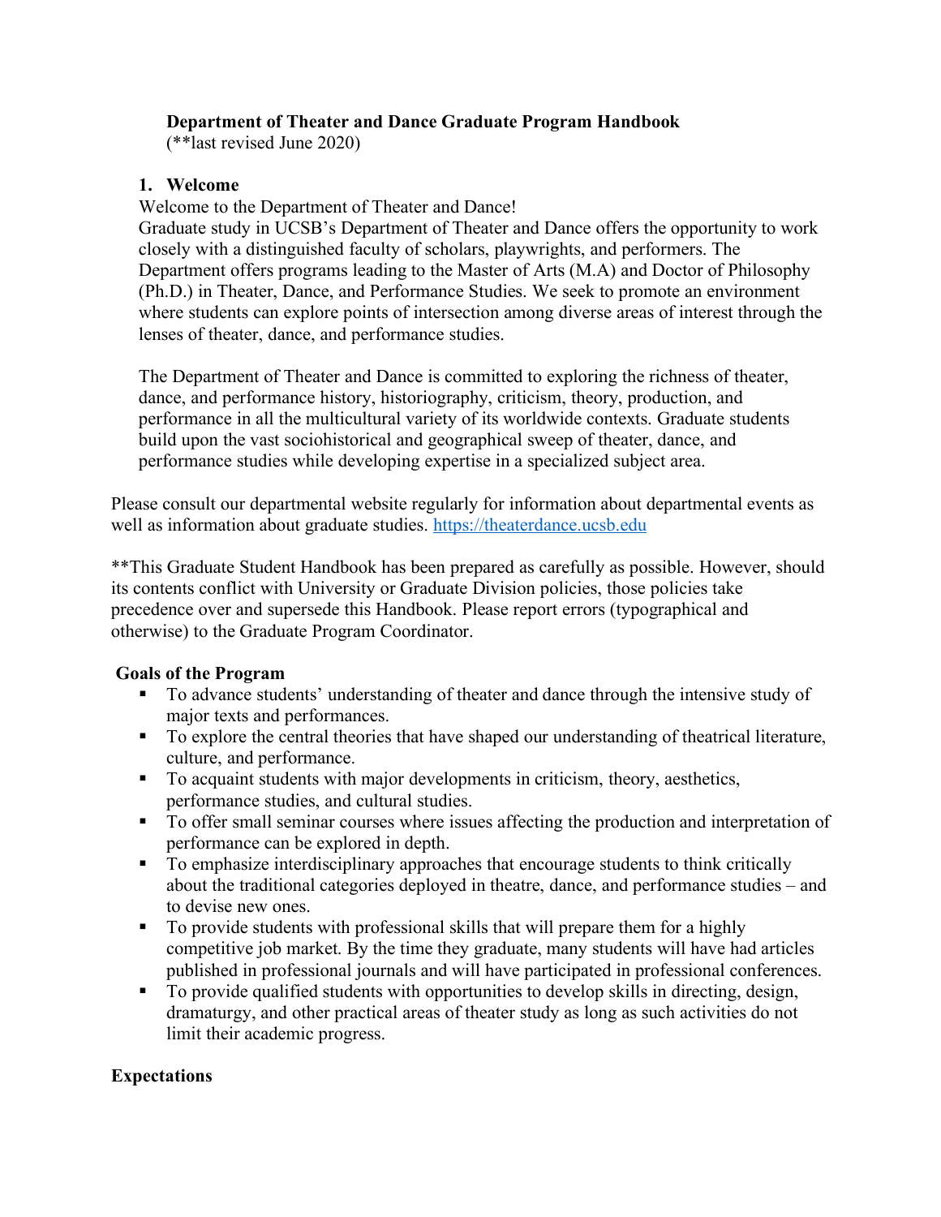# Department of Theater and Dance Graduate Program Handbook

(**last revised June 2020)

## 1. Welcome

Welcome to the Department of Theater and Dance!

Graduate study in UCSB's Department of Theater and Dance offers the opportunity to work closely with a distinguished faculty of scholars, playwrights, and performers. The Department offers programs leading to the Master of Arts (M.A) and Doctor of Philosophy (Ph.D.) in Theater, Dance, and Performance Studies. We seek to promote an environment where students can explore points of intersection among diverse areas of interest through the lenses of theater, dance, and performance studies.

The Department of Theater and Dance is committed to exploring the richness of theater, dance, and performance history, historiography, criticism, theory, production, and performance in all the multicultural variety of its worldwide contexts. Graduate students build upon the vast sociohistorical and geographical sweep of theater, dance, and performance studies while developing expertise in a specialized subject area.

Please consult our departmental website regularly for information about departmental events as well as information about graduate studies. https://theaterdance.ucsb.edu

**This Graduate Student Handbook has been prepared as carefully as possible. However, should its contents conflict with University or Graduate Division policies, those policies take precedence over and supersede this Handbook. Please report errors (typographical and otherwise) to the Graduate Program Coordinator.

### Goals of the Program

- To advance students' understanding of theater and dance through the intensive study of major texts and performances.
- To explore the central theories that have shaped our understanding of theatrical literature, culture, and performance.
- To acquaint students with major developments in criticism, theory, aesthetics, performance studies, and cultural studies.
- To offer small seminar courses where issues affecting the production and interpretation of performance can be explored in depth.
- To emphasize interdisciplinary approaches that encourage students to think critically about the traditional categories deployed in theatre, dance, and performance studies – and to devise new ones.
- To provide students with professional skills that will prepare them for a highly competitive job market. By the time they graduate, many students will have had articles published in professional journals and will have participated in professional conferences.
- To provide qualified students with opportunities to develop skills in directing, design, dramaturgy, and other practical areas of theater study as long as such activities do not limit their academic progress.

### Expectations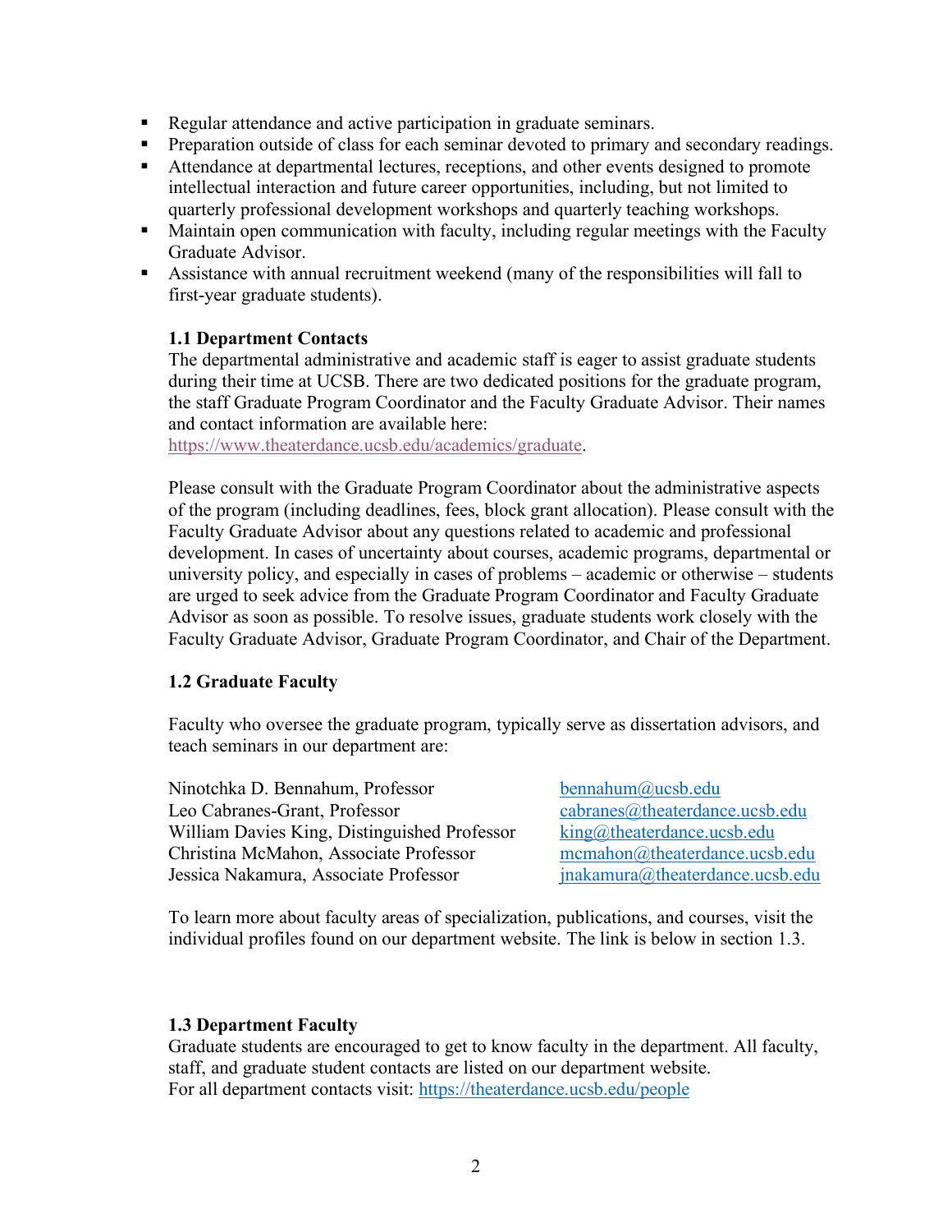- Regular attendance and active participation in graduate seminars.
- Preparation outside of class for each seminar devoted to primary and secondary readings.
- Attendance at departmental lectures, receptions, and other events designed to promote intellectual interaction and future career opportunities, including, but not limited to quarterly professional development workshops and quarterly teaching workshops.
- Maintain open communication with faculty, including regular meetings with the Faculty Graduate Advisor.
- Assistance with annual recruitment weekend (many of the responsibilities will fall to first-year graduate students).

### 1.1 Department Contacts

The departmental administrative and academic staff is eager to assist graduate students during their time at UCSB. There are two dedicated positions for the graduate program, the staff Graduate Program Coordinator and the Faculty Graduate Advisor. Their names and contact information are available here: https://www.theaterdance.ucsb.edu/academics/graduate.

Please consult with the Graduate Program Coordinator about the administrative aspects of the program (including deadlines, fees, block grant allocation). Please consult with the Faculty Graduate Advisor about any questions related to academic and professional development. In cases of uncertainty about courses, academic programs, departmental or university policy, and especially in cases of problems – academic or otherwise – students are urged to seek advice from the Graduate Program Coordinator and Faculty Graduate Advisor as soon as possible. To resolve issues, graduate students work closely with the Faculty Graduate Advisor, Graduate Program Coordinator, and Chair of the Department.

### 1.2 Graduate Faculty

Faculty who oversee the graduate program, typically serve as dissertation advisors, and teach seminars in our department are:

| | |
|---|---|
| Ninotchka D. Bennahum, Professor | bennahum@ucsb.edu |
| Leo Cabranes-Grant, Professor | cabranes@theaterdance.ucsb.edu |
| William Davies King, Distinguished Professor | king@theaterdance.ucsb.edu |
| Christina McMahon, Associate Professor | mcmahon@theaterdance.ucsb.edu |
| Jessica Nakamura, Associate Professor | jnakamura@theaterdance.ucsb.edu |

To learn more about faculty areas of specialization, publications, and courses, visit the individual profiles found on our department website. The link is below in section 1.3.

### 1.3 Department Faculty

Graduate students are encouraged to get to know faculty in the department. All faculty, staff, and graduate student contacts are listed on our department website.
For all department contacts visit: https://theaterdance.ucsb.edu/people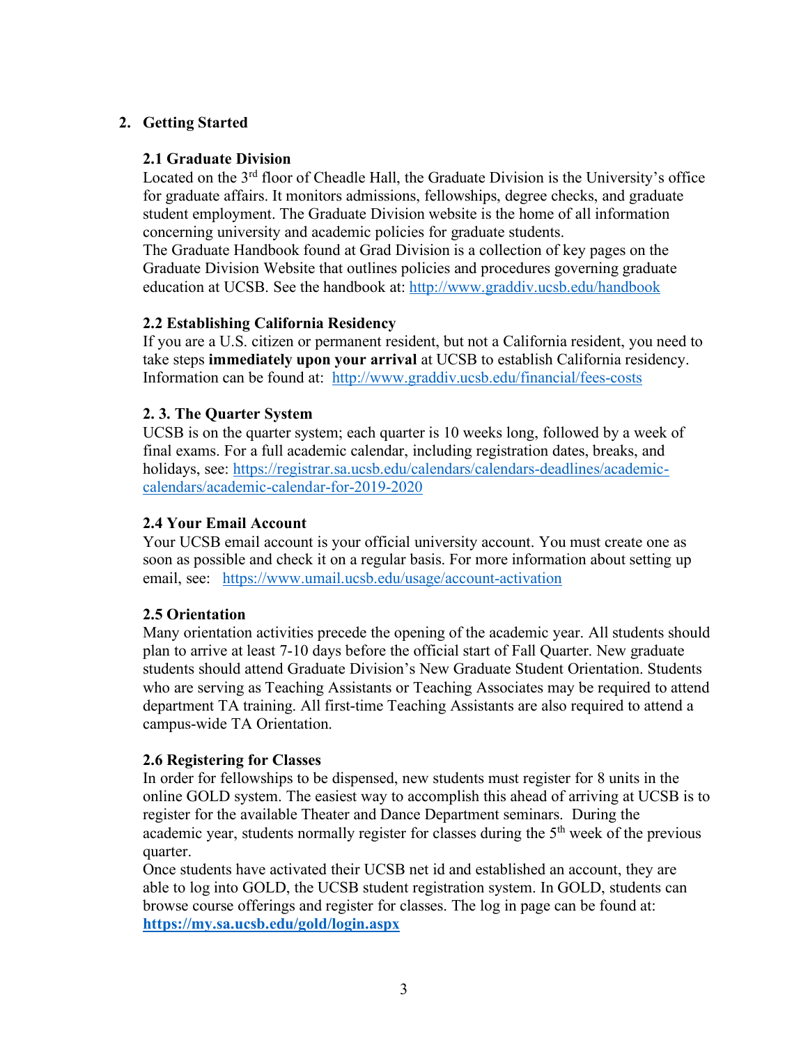## 2. Getting Started

### 2.1 Graduate Division

Located on the 3rd floor of Cheadle Hall, the Graduate Division is the University's office for graduate affairs. It monitors admissions, fellowships, degree checks, and graduate student employment. The Graduate Division website is the home of all information concerning university and academic policies for graduate students.

The Graduate Handbook found at Grad Division is a collection of key pages on the Graduate Division Website that outlines policies and procedures governing graduate education at UCSB. See the handbook at: http://www.graddiv.ucsb.edu/handbook

### 2.2 Establishing California Residency

If you are a U.S. citizen or permanent resident, but not a California resident, you need to take steps **immediately upon your arrival** at UCSB to establish California residency. Information can be found at: http://www.graddiv.ucsb.edu/financial/fees-costs

### 2. 3. The Quarter System

UCSB is on the quarter system; each quarter is 10 weeks long, followed by a week of final exams. For a full academic calendar, including registration dates, breaks, and holidays, see: https://registrar.sa.ucsb.edu/calendars/calendars-deadlines/academic-calendars/academic-calendar-for-2019-2020

### 2.4 Your Email Account

Your UCSB email account is your official university account. You must create one as soon as possible and check it on a regular basis. For more information about setting up email, see: https://www.umail.ucsb.edu/usage/account-activation

### 2.5 Orientation

Many orientation activities precede the opening of the academic year. All students should plan to arrive at least 7-10 days before the official start of Fall Quarter. New graduate students should attend Graduate Division's New Graduate Student Orientation. Students who are serving as Teaching Assistants or Teaching Associates may be required to attend department TA training. All first-time Teaching Assistants are also required to attend a campus-wide TA Orientation.

### 2.6 Registering for Classes

In order for fellowships to be dispensed, new students must register for 8 units in the online GOLD system. The easiest way to accomplish this ahead of arriving at UCSB is to register for the available Theater and Dance Department seminars. During the academic year, students normally register for classes during the 5th week of the previous quarter.

Once students have activated their UCSB net id and established an account, they are able to log into GOLD, the UCSB student registration system. In GOLD, students can browse course offerings and register for classes. The log in page can be found at: **https://my.sa.ucsb.edu/gold/login.aspx**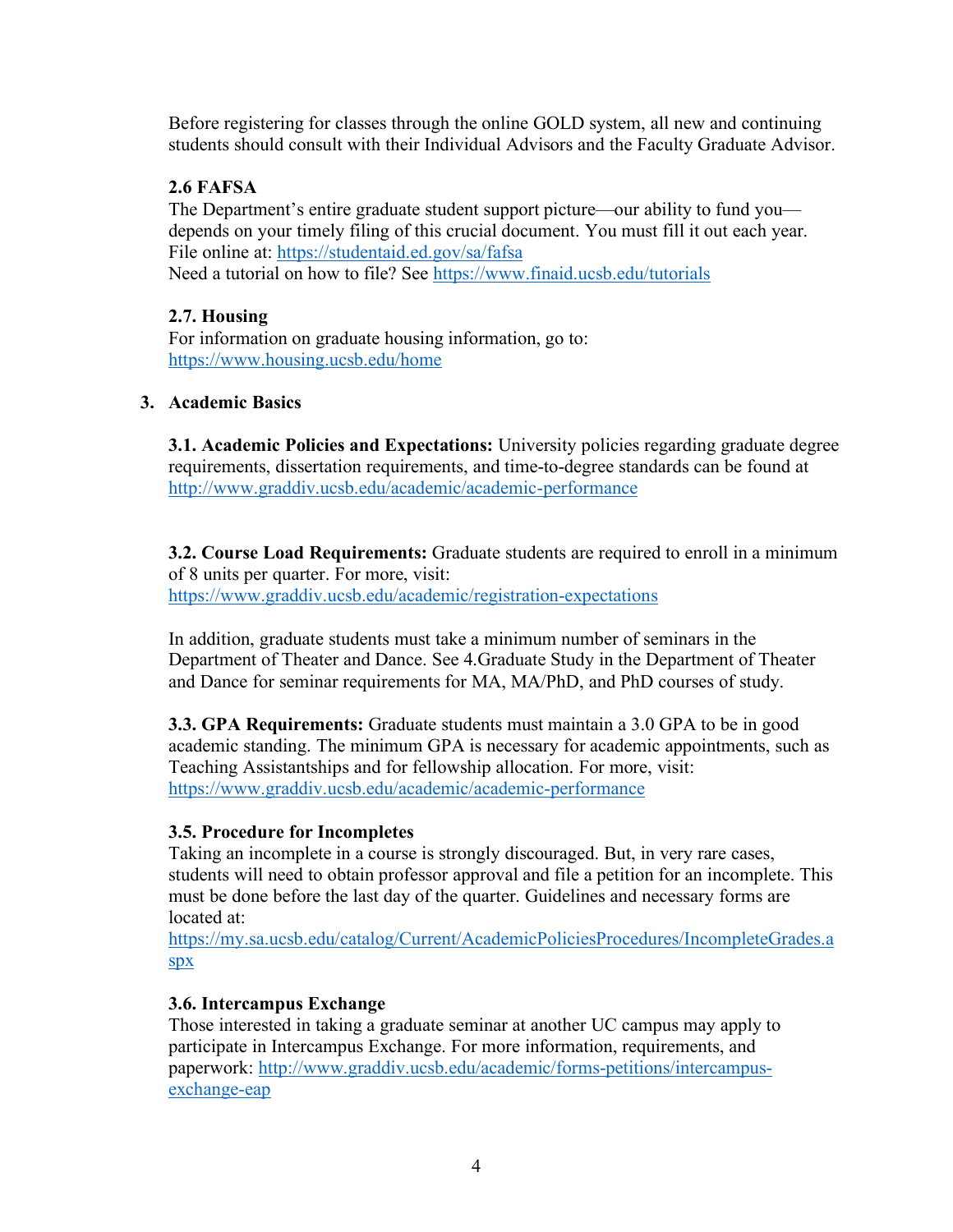Before registering for classes through the online GOLD system, all new and continuing students should consult with their Individual Advisors and the Faculty Graduate Advisor.

### 2.6 FAFSA

The Department's entire graduate student support picture—our ability to fund you—depends on your timely filing of this crucial document. You must fill it out each year. File online at: https://studentaid.ed.gov/sa/fafsa
Need a tutorial on how to file? See https://www.finaid.ucsb.edu/tutorials

### 2.7. Housing

For information on graduate housing information, go to:
https://www.housing.ucsb.edu/home

## 3. Academic Basics

**3.1. Academic Policies and Expectations:** University policies regarding graduate degree requirements, dissertation requirements, and time-to-degree standards can be found at http://www.graddiv.ucsb.edu/academic/academic-performance

**3.2. Course Load Requirements:** Graduate students are required to enroll in a minimum of 8 units per quarter. For more, visit:
https://www.graddiv.ucsb.edu/academic/registration-expectations

In addition, graduate students must take a minimum number of seminars in the Department of Theater and Dance. See 4.Graduate Study in the Department of Theater and Dance for seminar requirements for MA, MA/PhD, and PhD courses of study.

**3.3. GPA Requirements:** Graduate students must maintain a 3.0 GPA to be in good academic standing. The minimum GPA is necessary for academic appointments, such as Teaching Assistantships and for fellowship allocation. For more, visit:
https://www.graddiv.ucsb.edu/academic/academic-performance

### 3.5. Procedure for Incompletes

Taking an incomplete in a course is strongly discouraged. But, in very rare cases, students will need to obtain professor approval and file a petition for an incomplete. This must be done before the last day of the quarter. Guidelines and necessary forms are located at:
https://my.sa.ucsb.edu/catalog/Current/AcademicPoliciesProcedures/IncompleteGrades.aspx

### 3.6. Intercampus Exchange

Those interested in taking a graduate seminar at another UC campus may apply to participate in Intercampus Exchange. For more information, requirements, and paperwork: http://www.graddiv.ucsb.edu/academic/forms-petitions/intercampus-exchange-eap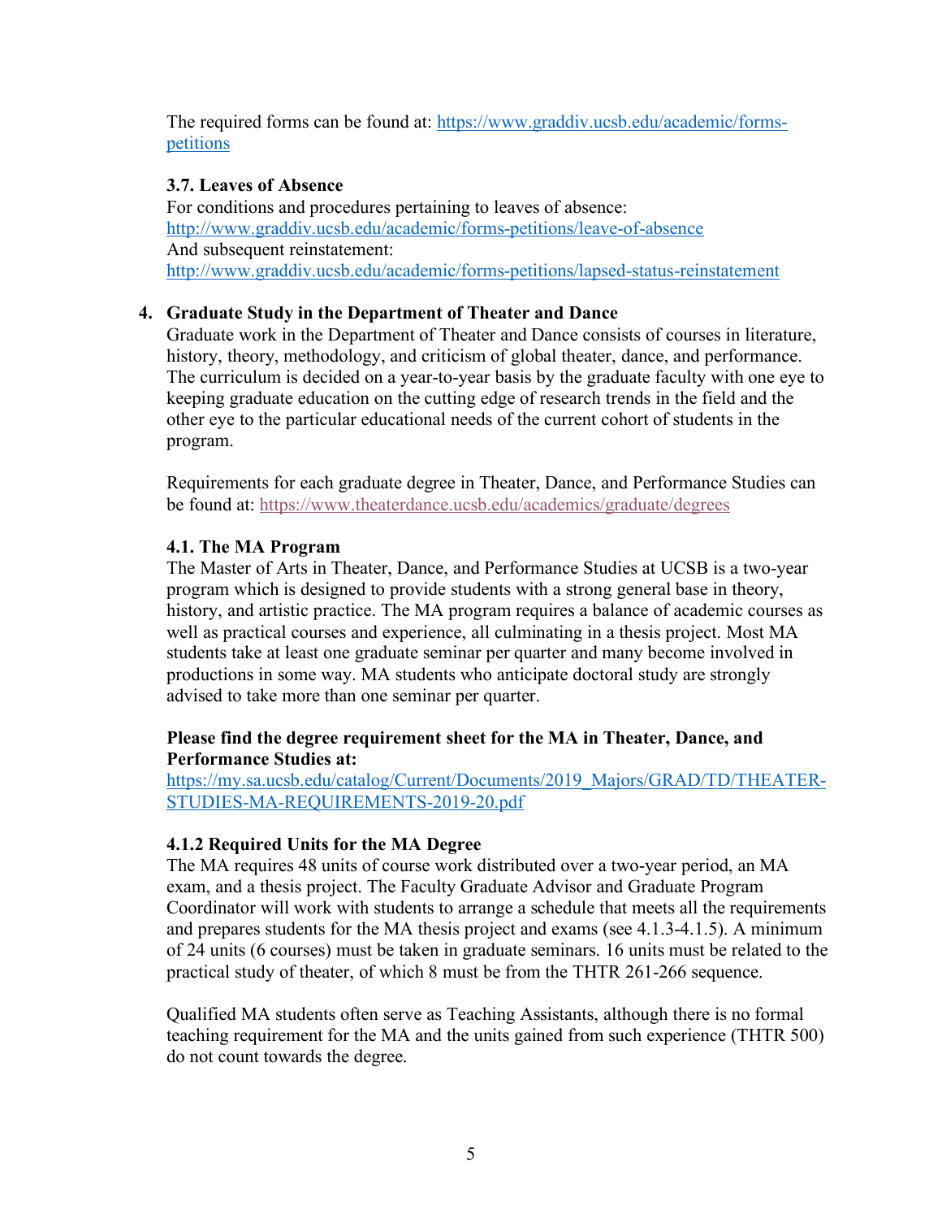The required forms can be found at: https://www.graddiv.ucsb.edu/academic/forms-petitions

### 3.7. Leaves of Absence

For conditions and procedures pertaining to leaves of absence:
http://www.graddiv.ucsb.edu/academic/forms-petitions/leave-of-absence
And subsequent reinstatement:
http://www.graddiv.ucsb.edu/academic/forms-petitions/lapsed-status-reinstatement

## 4. Graduate Study in the Department of Theater and Dance

Graduate work in the Department of Theater and Dance consists of courses in literature, history, theory, methodology, and criticism of global theater, dance, and performance. The curriculum is decided on a year-to-year basis by the graduate faculty with one eye to keeping graduate education on the cutting edge of research trends in the field and the other eye to the particular educational needs of the current cohort of students in the program.

Requirements for each graduate degree in Theater, Dance, and Performance Studies can be found at: https://www.theaterdance.ucsb.edu/academics/graduate/degrees

### 4.1. The MA Program

The Master of Arts in Theater, Dance, and Performance Studies at UCSB is a two-year program which is designed to provide students with a strong general base in theory, history, and artistic practice. The MA program requires a balance of academic courses as well as practical courses and experience, all culminating in a thesis project. Most MA students take at least one graduate seminar per quarter and many become involved in productions in some way. MA students who anticipate doctoral study are strongly advised to take more than one seminar per quarter.

**Please find the degree requirement sheet for the MA in Theater, Dance, and Performance Studies at:**
https://my.sa.ucsb.edu/catalog/Current/Documents/2019_Majors/GRAD/TD/THEATER-STUDIES-MA-REQUIREMENTS-2019-20.pdf

### 4.1.2 Required Units for the MA Degree

The MA requires 48 units of course work distributed over a two-year period, an MA exam, and a thesis project. The Faculty Graduate Advisor and Graduate Program Coordinator will work with students to arrange a schedule that meets all the requirements and prepares students for the MA thesis project and exams (see 4.1.3-4.1.5). A minimum of 24 units (6 courses) must be taken in graduate seminars. 16 units must be related to the practical study of theater, of which 8 must be from the THTR 261-266 sequence.

Qualified MA students often serve as Teaching Assistants, although there is no formal teaching requirement for the MA and the units gained from such experience (THTR 500) do not count towards the degree.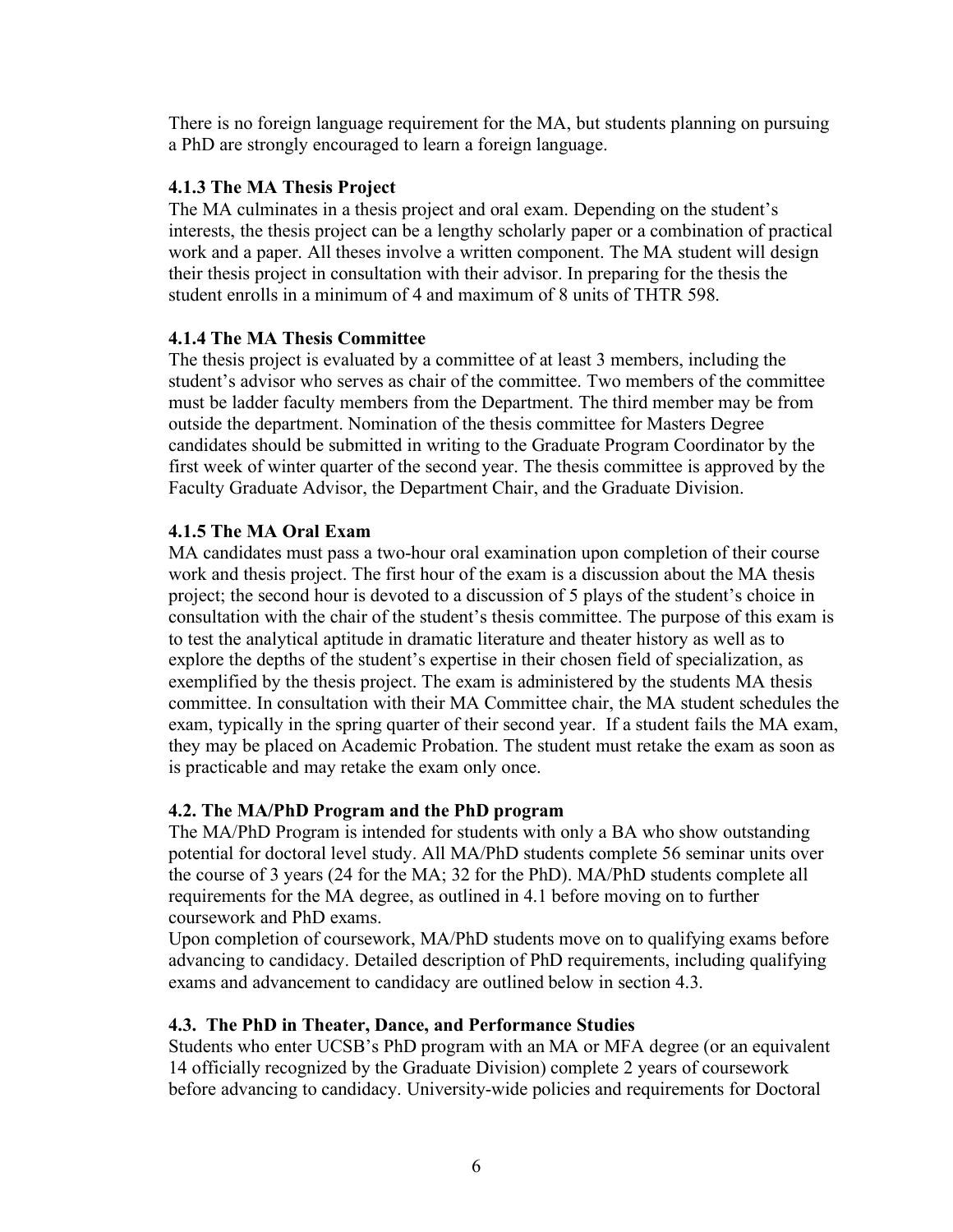There is no foreign language requirement for the MA, but students planning on pursuing a PhD are strongly encouraged to learn a foreign language.

### 4.1.3 The MA Thesis Project

The MA culminates in a thesis project and oral exam. Depending on the student's interests, the thesis project can be a lengthy scholarly paper or a combination of practical work and a paper. All theses involve a written component. The MA student will design their thesis project in consultation with their advisor. In preparing for the thesis the student enrolls in a minimum of 4 and maximum of 8 units of THTR 598.

### 4.1.4 The MA Thesis Committee

The thesis project is evaluated by a committee of at least 3 members, including the student's advisor who serves as chair of the committee. Two members of the committee must be ladder faculty members from the Department. The third member may be from outside the department. Nomination of the thesis committee for Masters Degree candidates should be submitted in writing to the Graduate Program Coordinator by the first week of winter quarter of the second year. The thesis committee is approved by the Faculty Graduate Advisor, the Department Chair, and the Graduate Division.

### 4.1.5 The MA Oral Exam

MA candidates must pass a two-hour oral examination upon completion of their course work and thesis project. The first hour of the exam is a discussion about the MA thesis project; the second hour is devoted to a discussion of 5 plays of the student's choice in consultation with the chair of the student's thesis committee. The purpose of this exam is to test the analytical aptitude in dramatic literature and theater history as well as to explore the depths of the student's expertise in their chosen field of specialization, as exemplified by the thesis project. The exam is administered by the students MA thesis committee. In consultation with their MA Committee chair, the MA student schedules the exam, typically in the spring quarter of their second year. If a student fails the MA exam, they may be placed on Academic Probation. The student must retake the exam as soon as is practicable and may retake the exam only once.

## 4.2. The MA/PhD Program and the PhD program

The MA/PhD Program is intended for students with only a BA who show outstanding potential for doctoral level study. All MA/PhD students complete 56 seminar units over the course of 3 years (24 for the MA; 32 for the PhD). MA/PhD students complete all requirements for the MA degree, as outlined in 4.1 before moving on to further coursework and PhD exams.

Upon completion of coursework, MA/PhD students move on to qualifying exams before advancing to candidacy. Detailed description of PhD requirements, including qualifying exams and advancement to candidacy are outlined below in section 4.3.

## 4.3. The PhD in Theater, Dance, and Performance Studies

Students who enter UCSB's PhD program with an MA or MFA degree (or an equivalent 14 officially recognized by the Graduate Division) complete 2 years of coursework before advancing to candidacy. University-wide policies and requirements for Doctoral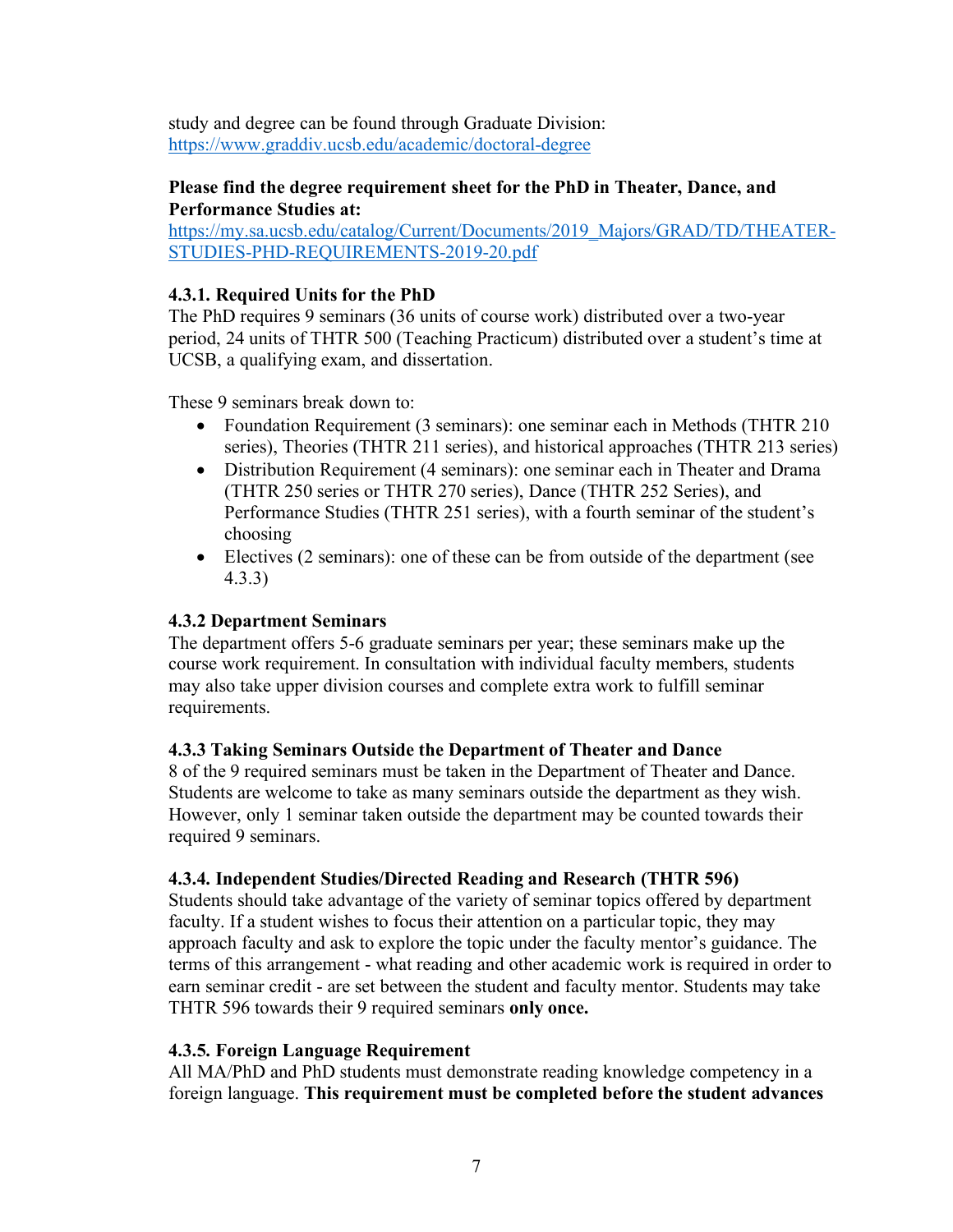study and degree can be found through Graduate Division: https://www.graddiv.ucsb.edu/academic/doctoral-degree

**Please find the degree requirement sheet for the PhD in Theater, Dance, and Performance Studies at:**
https://my.sa.ucsb.edu/catalog/Current/Documents/2019_Majors/GRAD/TD/THEATER-STUDIES-PHD-REQUIREMENTS-2019-20.pdf

### 4.3.1. Required Units for the PhD

The PhD requires 9 seminars (36 units of course work) distributed over a two-year period, 24 units of THTR 500 (Teaching Practicum) distributed over a student's time at UCSB, a qualifying exam, and dissertation.

These 9 seminars break down to:

- Foundation Requirement (3 seminars): one seminar each in Methods (THTR 210 series), Theories (THTR 211 series), and historical approaches (THTR 213 series)
- Distribution Requirement (4 seminars): one seminar each in Theater and Drama (THTR 250 series or THTR 270 series), Dance (THTR 252 Series), and Performance Studies (THTR 251 series), with a fourth seminar of the student's choosing
- Electives (2 seminars): one of these can be from outside of the department (see 4.3.3)

### 4.3.2 Department Seminars

The department offers 5-6 graduate seminars per year; these seminars make up the course work requirement. In consultation with individual faculty members, students may also take upper division courses and complete extra work to fulfill seminar requirements.

### 4.3.3 Taking Seminars Outside the Department of Theater and Dance

8 of the 9 required seminars must be taken in the Department of Theater and Dance. Students are welcome to take as many seminars outside the department as they wish. However, only 1 seminar taken outside the department may be counted towards their required 9 seminars.

### 4.3.4. Independent Studies/Directed Reading and Research (THTR 596)

Students should take advantage of the variety of seminar topics offered by department faculty. If a student wishes to focus their attention on a particular topic, they may approach faculty and ask to explore the topic under the faculty mentor's guidance. The terms of this arrangement - what reading and other academic work is required in order to earn seminar credit - are set between the student and faculty mentor. Students may take THTR 596 towards their 9 required seminars **only once.**

### 4.3.5. Foreign Language Requirement

All MA/PhD and PhD students must demonstrate reading knowledge competency in a foreign language. **This requirement must be completed before the student advances**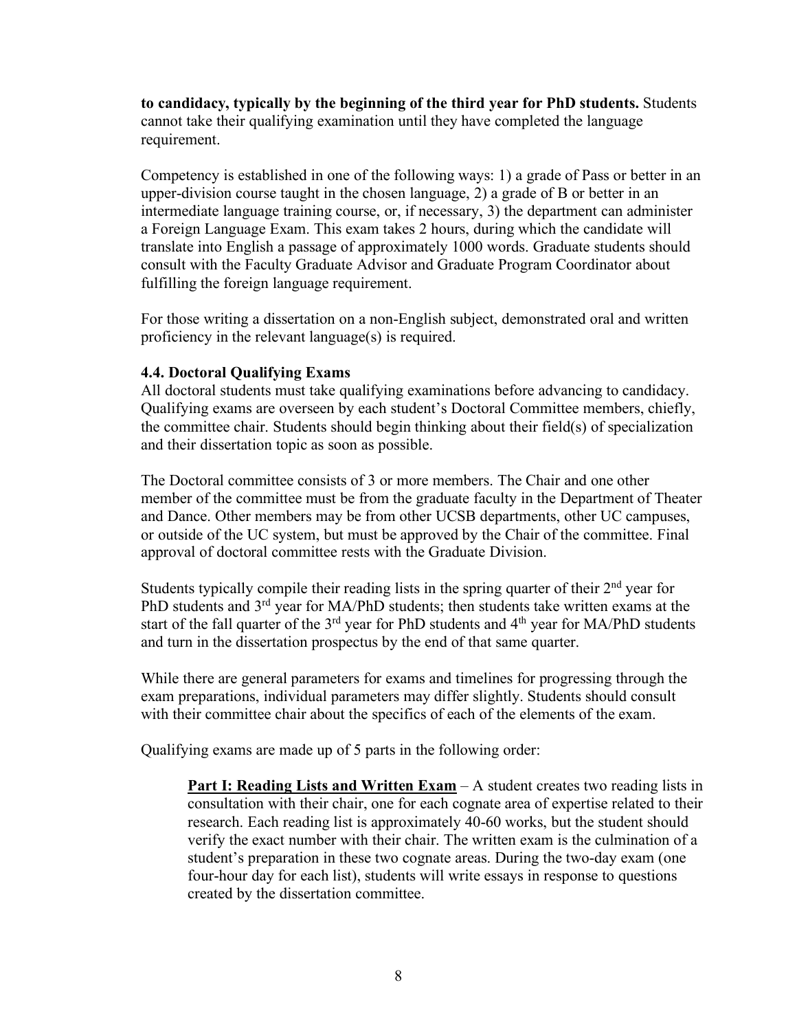**to candidacy, typically by the beginning of the third year for PhD students.** Students cannot take their qualifying examination until they have completed the language requirement.

Competency is established in one of the following ways: 1) a grade of Pass or better in an upper-division course taught in the chosen language, 2) a grade of B or better in an intermediate language training course, or, if necessary, 3) the department can administer a Foreign Language Exam. This exam takes 2 hours, during which the candidate will translate into English a passage of approximately 1000 words. Graduate students should consult with the Faculty Graduate Advisor and Graduate Program Coordinator about fulfilling the foreign language requirement.

For those writing a dissertation on a non-English subject, demonstrated oral and written proficiency in the relevant language(s) is required.

### 4.4. Doctoral Qualifying Exams

All doctoral students must take qualifying examinations before advancing to candidacy. Qualifying exams are overseen by each student's Doctoral Committee members, chiefly, the committee chair. Students should begin thinking about their field(s) of specialization and their dissertation topic as soon as possible.

The Doctoral committee consists of 3 or more members. The Chair and one other member of the committee must be from the graduate faculty in the Department of Theater and Dance. Other members may be from other UCSB departments, other UC campuses, or outside of the UC system, but must be approved by the Chair of the committee. Final approval of doctoral committee rests with the Graduate Division.

Students typically compile their reading lists in the spring quarter of their 2nd year for PhD students and 3rd year for MA/PhD students; then students take written exams at the start of the fall quarter of the 3rd year for PhD students and 4th year for MA/PhD students and turn in the dissertation prospectus by the end of that same quarter.

While there are general parameters for exams and timelines for progressing through the exam preparations, individual parameters may differ slightly. Students should consult with their committee chair about the specifics of each of the elements of the exam.

Qualifying exams are made up of 5 parts in the following order:

> **Part I: Reading Lists and Written Exam** – A student creates two reading lists in consultation with their chair, one for each cognate area of expertise related to their research. Each reading list is approximately 40-60 works, but the student should verify the exact number with their chair. The written exam is the culmination of a student's preparation in these two cognate areas. During the two-day exam (one four-hour day for each list), students will write essays in response to questions created by the dissertation committee.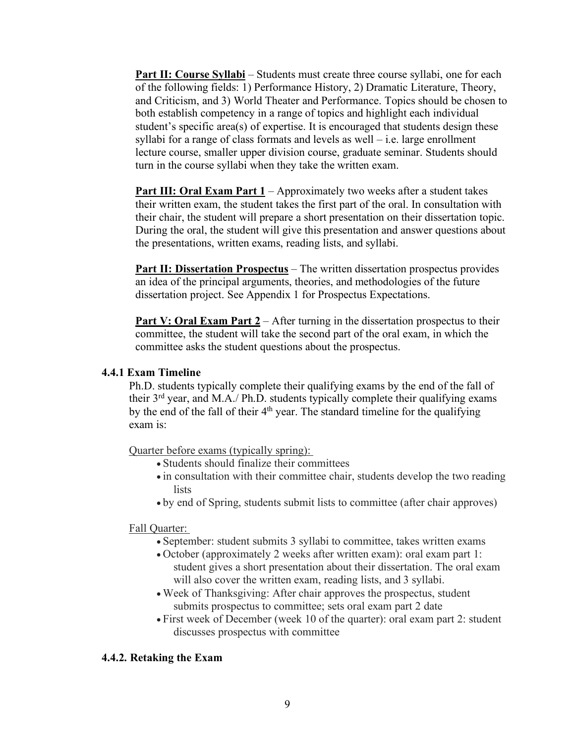**Part II: Course Syllabi** – Students must create three course syllabi, one for each of the following fields: 1) Performance History, 2) Dramatic Literature, Theory, and Criticism, and 3) World Theater and Performance. Topics should be chosen to both establish competency in a range of topics and highlight each individual student's specific area(s) of expertise. It is encouraged that students design these syllabi for a range of class formats and levels as well – i.e. large enrollment lecture course, smaller upper division course, graduate seminar. Students should turn in the course syllabi when they take the written exam.

**Part III: Oral Exam Part 1** – Approximately two weeks after a student takes their written exam, the student takes the first part of the oral. In consultation with their chair, the student will prepare a short presentation on their dissertation topic. During the oral, the student will give this presentation and answer questions about the presentations, written exams, reading lists, and syllabi.

**Part II: Dissertation Prospectus** – The written dissertation prospectus provides an idea of the principal arguments, theories, and methodologies of the future dissertation project. See Appendix 1 for Prospectus Expectations.

**Part V: Oral Exam Part 2** – After turning in the dissertation prospectus to their committee, the student will take the second part of the oral exam, in which the committee asks the student questions about the prospectus.

### 4.4.1 Exam Timeline

Ph.D. students typically complete their qualifying exams by the end of the fall of their 3rd year, and M.A./ Ph.D. students typically complete their qualifying exams by the end of the fall of their 4th year. The standard timeline for the qualifying exam is:

<u>Quarter before exams (typically spring):</u>

- Students should finalize their committees
- in consultation with their committee chair, students develop the two reading lists
- by end of Spring, students submit lists to committee (after chair approves)

<u>Fall Quarter:</u>

- September: student submits 3 syllabi to committee, takes written exams
- October (approximately 2 weeks after written exam): oral exam part 1: student gives a short presentation about their dissertation. The oral exam will also cover the written exam, reading lists, and 3 syllabi.
- Week of Thanksgiving: After chair approves the prospectus, student submits prospectus to committee; sets oral exam part 2 date
- First week of December (week 10 of the quarter): oral exam part 2: student discusses prospectus with committee

### 4.4.2. Retaking the Exam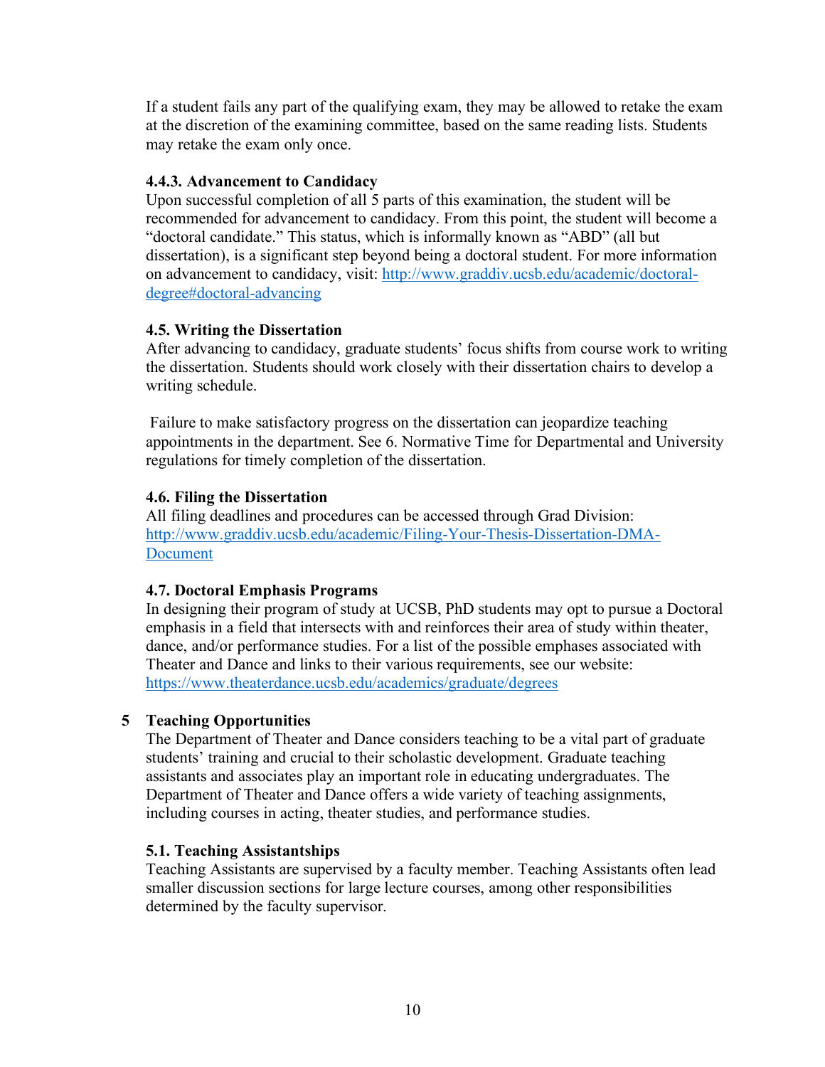If a student fails any part of the qualifying exam, they may be allowed to retake the exam at the discretion of the examining committee, based on the same reading lists. Students may retake the exam only once.

#### 4.4.3. Advancement to Candidacy

Upon successful completion of all 5 parts of this examination, the student will be recommended for advancement to candidacy. From this point, the student will become a "doctoral candidate." This status, which is informally known as "ABD" (all but dissertation), is a significant step beyond being a doctoral student. For more information on advancement to candidacy, visit: [http://www.graddiv.ucsb.edu/academic/doctoral-degree#doctoral-advancing](http://www.graddiv.ucsb.edu/academic/doctoral-degree#doctoral-advancing)

### 4.5. Writing the Dissertation

After advancing to candidacy, graduate students' focus shifts from course work to writing the dissertation. Students should work closely with their dissertation chairs to develop a writing schedule.

Failure to make satisfactory progress on the dissertation can jeopardize teaching appointments in the department. See 6. Normative Time for Departmental and University regulations for timely completion of the dissertation.

### 4.6. Filing the Dissertation

All filing deadlines and procedures can be accessed through Grad Division: [http://www.graddiv.ucsb.edu/academic/Filing-Your-Thesis-Dissertation-DMA-Document](http://www.graddiv.ucsb.edu/academic/Filing-Your-Thesis-Dissertation-DMA-Document)

### 4.7. Doctoral Emphasis Programs

In designing their program of study at UCSB, PhD students may opt to pursue a Doctoral emphasis in a field that intersects with and reinforces their area of study within theater, dance, and/or performance studies. For a list of the possible emphases associated with Theater and Dance and links to their various requirements, see our website: [https://www.theaterdance.ucsb.edu/academics/graduate/degrees](https://www.theaterdance.ucsb.edu/academics/graduate/degrees)

## 5 Teaching Opportunities

The Department of Theater and Dance considers teaching to be a vital part of graduate students' training and crucial to their scholastic development. Graduate teaching assistants and associates play an important role in educating undergraduates. The Department of Theater and Dance offers a wide variety of teaching assignments, including courses in acting, theater studies, and performance studies.

### 5.1. Teaching Assistantships

Teaching Assistants are supervised by a faculty member. Teaching Assistants often lead smaller discussion sections for large lecture courses, among other responsibilities determined by the faculty supervisor.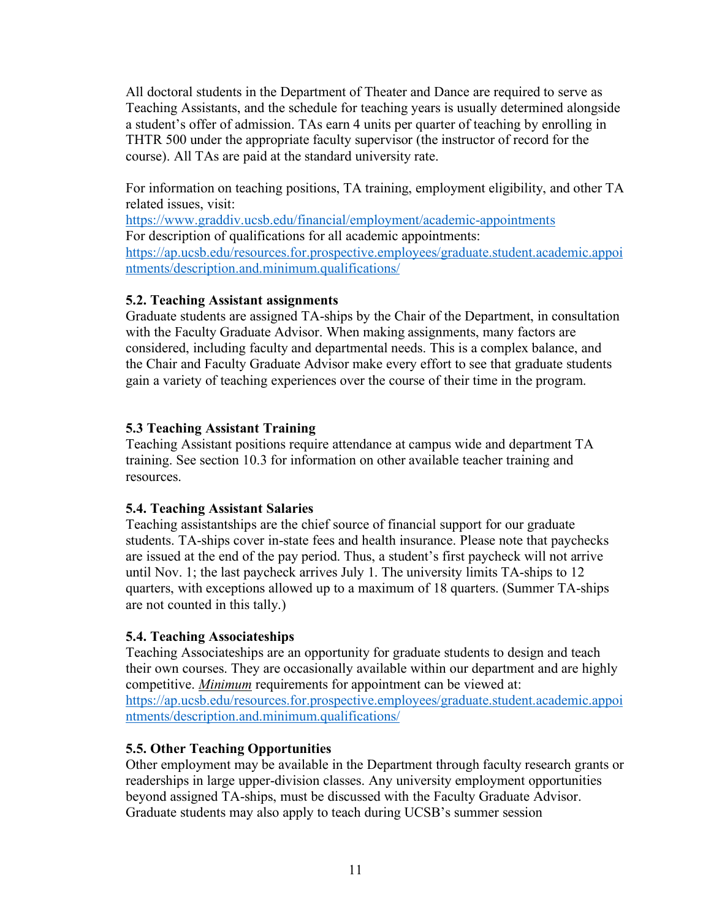All doctoral students in the Department of Theater and Dance are required to serve as Teaching Assistants, and the schedule for teaching years is usually determined alongside a student's offer of admission. TAs earn 4 units per quarter of teaching by enrolling in THTR 500 under the appropriate faculty supervisor (the instructor of record for the course). All TAs are paid at the standard university rate.

For information on teaching positions, TA training, employment eligibility, and other TA related issues, visit:
https://www.graddiv.ucsb.edu/financial/employment/academic-appointments
For description of qualifications for all academic appointments:
https://ap.ucsb.edu/resources.for.prospective.employees/graduate.student.academic.appointments/description.and.minimum.qualifications/

### 5.2. Teaching Assistant assignments

Graduate students are assigned TA-ships by the Chair of the Department, in consultation with the Faculty Graduate Advisor. When making assignments, many factors are considered, including faculty and departmental needs. This is a complex balance, and the Chair and Faculty Graduate Advisor make every effort to see that graduate students gain a variety of teaching experiences over the course of their time in the program.

### 5.3 Teaching Assistant Training

Teaching Assistant positions require attendance at campus wide and department TA training. See section 10.3 for information on other available teacher training and resources.

### 5.4. Teaching Assistant Salaries

Teaching assistantships are the chief source of financial support for our graduate students. TA-ships cover in-state fees and health insurance. Please note that paychecks are issued at the end of the pay period. Thus, a student's first paycheck will not arrive until Nov. 1; the last paycheck arrives July 1. The university limits TA-ships to 12 quarters, with exceptions allowed up to a maximum of 18 quarters. (Summer TA-ships are not counted in this tally.)

### 5.4. Teaching Associateships

Teaching Associateships are an opportunity for graduate students to design and teach their own courses. They are occasionally available within our department and are highly competitive. ***Minimum*** requirements for appointment can be viewed at:
https://ap.ucsb.edu/resources.for.prospective.employees/graduate.student.academic.appointments/description.and.minimum.qualifications/

### 5.5. Other Teaching Opportunities

Other employment may be available in the Department through faculty research grants or readerships in large upper-division classes. Any university employment opportunities beyond assigned TA-ships, must be discussed with the Faculty Graduate Advisor. Graduate students may also apply to teach during UCSB's summer session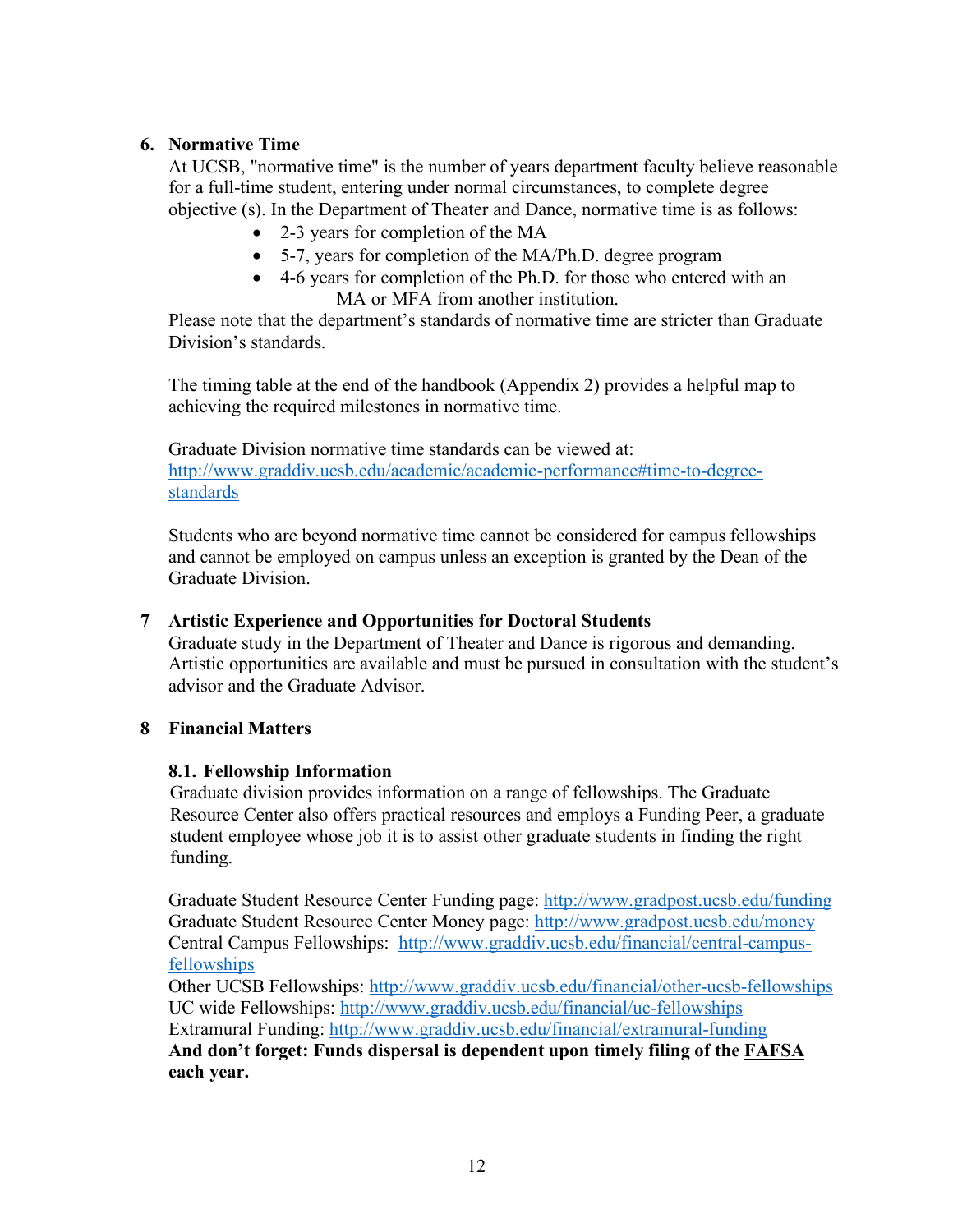## 6. Normative Time

At UCSB, "normative time" is the number of years department faculty believe reasonable for a full-time student, entering under normal circumstances, to complete degree objective (s). In the Department of Theater and Dance, normative time is as follows:

- 2-3 years for completion of the MA
- 5-7, years for completion of the MA/Ph.D. degree program
- 4-6 years for completion of the Ph.D. for those who entered with an MA or MFA from another institution.

Please note that the department's standards of normative time are stricter than Graduate Division's standards.

The timing table at the end of the handbook (Appendix 2) provides a helpful map to achieving the required milestones in normative time.

Graduate Division normative time standards can be viewed at: [http://www.graddiv.ucsb.edu/academic/academic-performance#time-to-degree-standards](http://www.graddiv.ucsb.edu/academic/academic-performance#time-to-degree-standards)

Students who are beyond normative time cannot be considered for campus fellowships and cannot be employed on campus unless an exception is granted by the Dean of the Graduate Division.

## 7 Artistic Experience and Opportunities for Doctoral Students

Graduate study in the Department of Theater and Dance is rigorous and demanding. Artistic opportunities are available and must be pursued in consultation with the student's advisor and the Graduate Advisor.

## 8 Financial Matters

### 8.1. Fellowship Information

Graduate division provides information on a range of fellowships. The Graduate Resource Center also offers practical resources and employs a Funding Peer, a graduate student employee whose job it is to assist other graduate students in finding the right funding.

Graduate Student Resource Center Funding page: [http://www.gradpost.ucsb.edu/funding](http://www.gradpost.ucsb.edu/funding)
Graduate Student Resource Center Money page: [http://www.gradpost.ucsb.edu/money](http://www.gradpost.ucsb.edu/money)
Central Campus Fellowships: [http://www.graddiv.ucsb.edu/financial/central-campus-fellowships](http://www.graddiv.ucsb.edu/financial/central-campus-fellowships)
Other UCSB Fellowships: [http://www.graddiv.ucsb.edu/financial/other-ucsb-fellowships](http://www.graddiv.ucsb.edu/financial/other-ucsb-fellowships)
UC wide Fellowships: [http://www.graddiv.ucsb.edu/financial/uc-fellowships](http://www.graddiv.ucsb.edu/financial/uc-fellowships)
Extramural Funding: [http://www.graddiv.ucsb.edu/financial/extramural-funding](http://www.graddiv.ucsb.edu/financial/extramural-funding)
**And don't forget: Funds dispersal is dependent upon timely filing of the <u>FAFSA</u> each year.**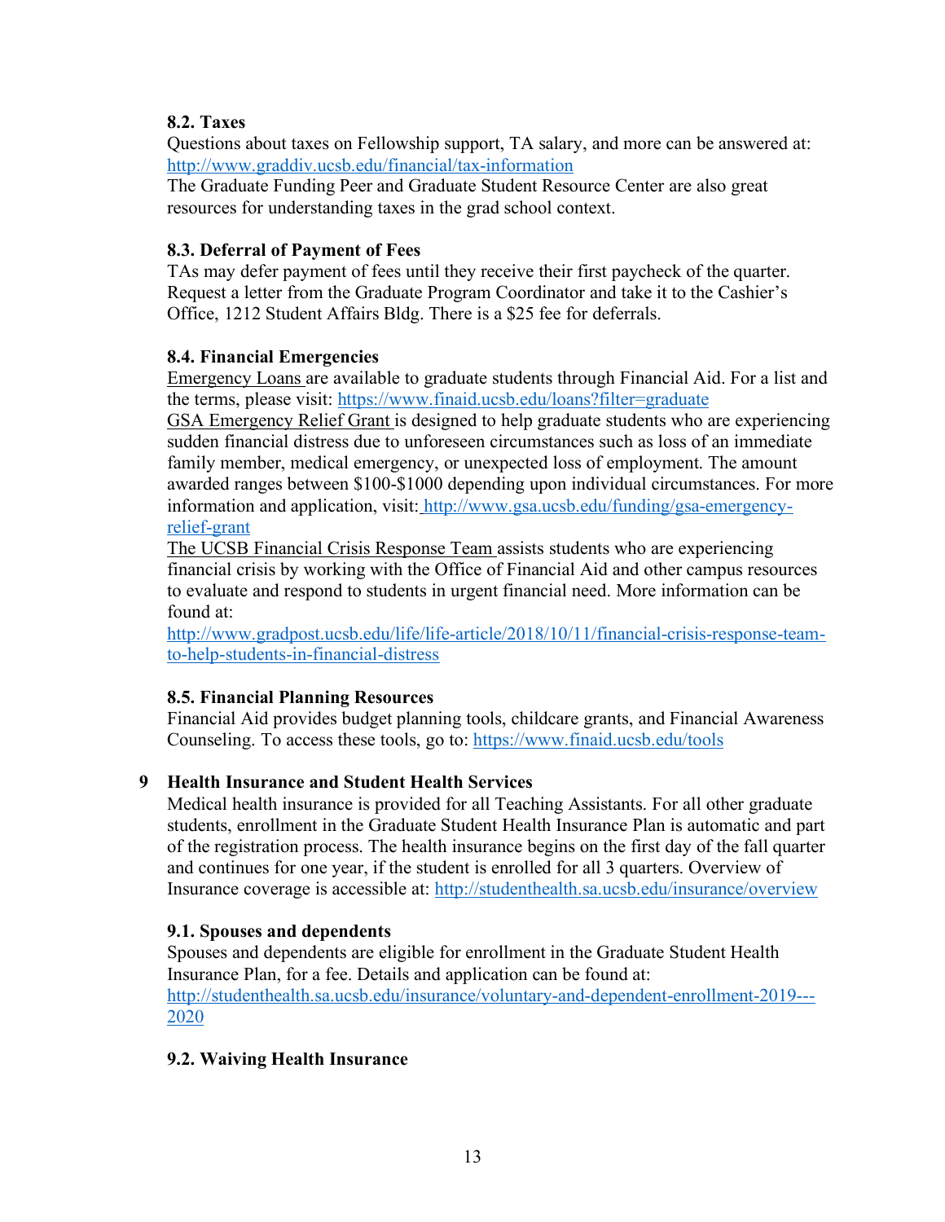### 8.2. Taxes

Questions about taxes on Fellowship support, TA salary, and more can be answered at: http://www.graddiv.ucsb.edu/financial/tax-information

The Graduate Funding Peer and Graduate Student Resource Center are also great resources for understanding taxes in the grad school context.

### 8.3. Deferral of Payment of Fees

TAs may defer payment of fees until they receive their first paycheck of the quarter. Request a letter from the Graduate Program Coordinator and take it to the Cashier's Office, 1212 Student Affairs Bldg. There is a $25 fee for deferrals.

### 8.4. Financial Emergencies

Emergency Loans are available to graduate students through Financial Aid. For a list and the terms, please visit: https://www.finaid.ucsb.edu/loans?filter=graduate

GSA Emergency Relief Grant is designed to help graduate students who are experiencing sudden financial distress due to unforeseen circumstances such as loss of an immediate family member, medical emergency, or unexpected loss of employment. The amount awarded ranges between $100-$1000 depending upon individual circumstances. For more information and application, visit: http://www.gsa.ucsb.edu/funding/gsa-emergency-relief-grant

The UCSB Financial Crisis Response Team assists students who are experiencing financial crisis by working with the Office of Financial Aid and other campus resources to evaluate and respond to students in urgent financial need. More information can be found at:
http://www.gradpost.ucsb.edu/life/life-article/2018/10/11/financial-crisis-response-team-to-help-students-in-financial-distress

### 8.5. Financial Planning Resources

Financial Aid provides budget planning tools, childcare grants, and Financial Awareness Counseling. To access these tools, go to: https://www.finaid.ucsb.edu/tools

## 9 Health Insurance and Student Health Services

Medical health insurance is provided for all Teaching Assistants. For all other graduate students, enrollment in the Graduate Student Health Insurance Plan is automatic and part of the registration process. The health insurance begins on the first day of the fall quarter and continues for one year, if the student is enrolled for all 3 quarters. Overview of Insurance coverage is accessible at: http://studenthealth.sa.ucsb.edu/insurance/overview

### 9.1. Spouses and dependents

Spouses and dependents are eligible for enrollment in the Graduate Student Health Insurance Plan, for a fee. Details and application can be found at:
http://studenthealth.sa.ucsb.edu/insurance/voluntary-and-dependent-enrollment-2019---2020

### 9.2. Waiving Health Insurance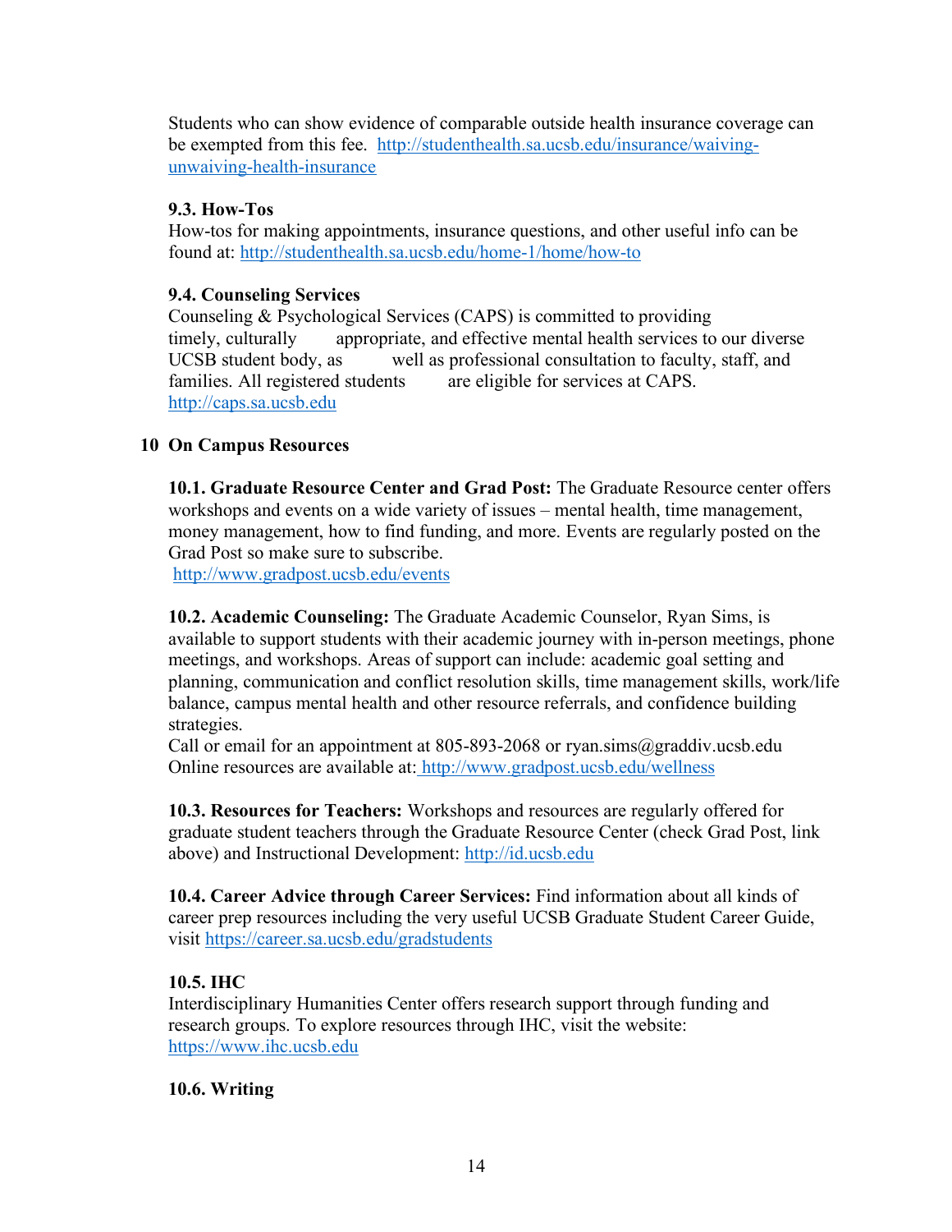Students who can show evidence of comparable outside health insurance coverage can be exempted from this fee. http://studenthealth.sa.ucsb.edu/insurance/waiving-unwaiving-health-insurance

### 9.3. How-Tos

How-tos for making appointments, insurance questions, and other useful info can be found at: http://studenthealth.sa.ucsb.edu/home-1/home/how-to

### 9.4. Counseling Services

Counseling & Psychological Services (CAPS) is committed to providing timely, culturally appropriate, and effective mental health services to our diverse UCSB student body, as well as professional consultation to faculty, staff, and families. All registered students are eligible for services at CAPS. http://caps.sa.ucsb.edu

## 10 On Campus Resources

**10.1. Graduate Resource Center and Grad Post:** The Graduate Resource center offers workshops and events on a wide variety of issues – mental health, time management, money management, how to find funding, and more. Events are regularly posted on the Grad Post so make sure to subscribe.
http://www.gradpost.ucsb.edu/events

**10.2. Academic Counseling:** The Graduate Academic Counselor, Ryan Sims, is available to support students with their academic journey with in-person meetings, phone meetings, and workshops. Areas of support can include: academic goal setting and planning, communication and conflict resolution skills, time management skills, work/life balance, campus mental health and other resource referrals, and confidence building strategies.
Call or email for an appointment at 805-893-2068 or ryan.sims@graddiv.ucsb.edu
Online resources are available at: http://www.gradpost.ucsb.edu/wellness

**10.3. Resources for Teachers:** Workshops and resources are regularly offered for graduate student teachers through the Graduate Resource Center (check Grad Post, link above) and Instructional Development: http://id.ucsb.edu

**10.4. Career Advice through Career Services:** Find information about all kinds of career prep resources including the very useful UCSB Graduate Student Career Guide, visit https://career.sa.ucsb.edu/gradstudents

### 10.5. IHC

Interdisciplinary Humanities Center offers research support through funding and research groups. To explore resources through IHC, visit the website: https://www.ihc.ucsb.edu

### 10.6. Writing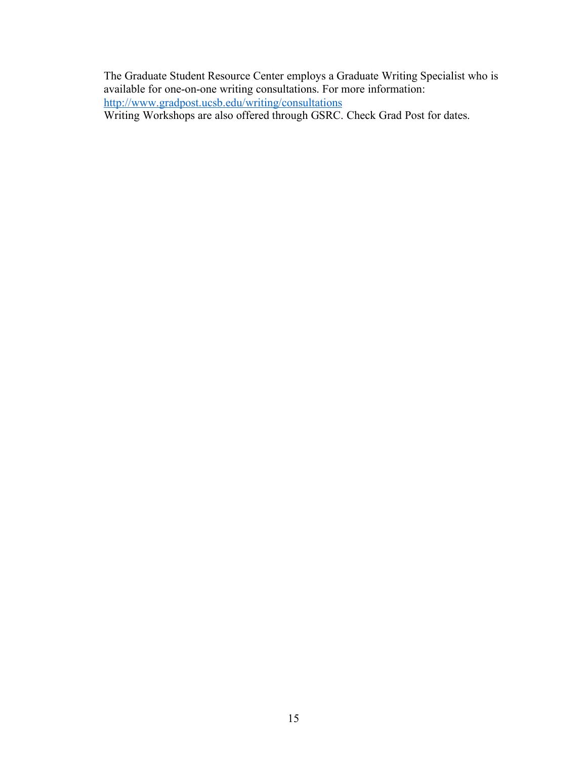The Graduate Student Resource Center employs a Graduate Writing Specialist who is available for one-on-one writing consultations. For more information: [http://www.gradpost.ucsb.edu/writing/consultations](http://www.gradpost.ucsb.edu/writing/consultations)
Writing Workshops are also offered through GSRC. Check Grad Post for dates.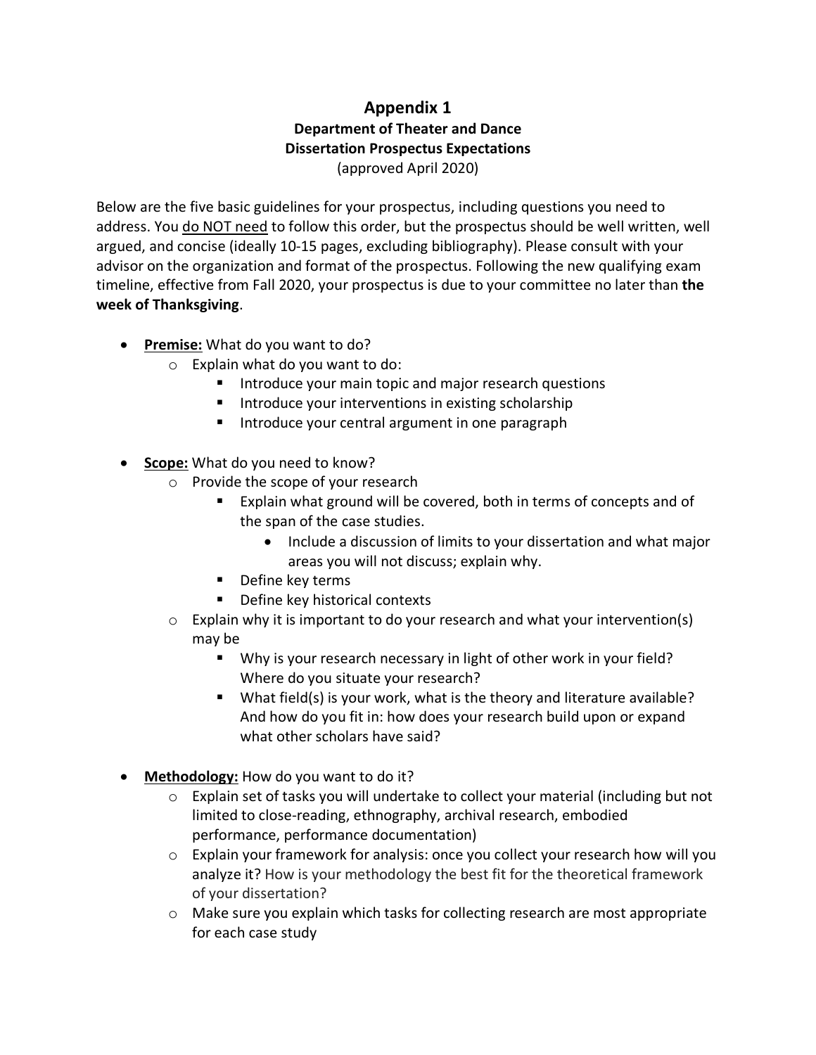# Appendix 1

## Department of Theater and Dance

## Dissertation Prospectus Expectations

(approved April 2020)

Below are the five basic guidelines for your prospectus, including questions you need to address. You do NOT need to follow this order, but the prospectus should be well written, well argued, and concise (ideally 10-15 pages, excluding bibliography). Please consult with your advisor on the organization and format of the prospectus. Following the new qualifying exam timeline, effective from Fall 2020, your prospectus is due to your committee no later than **the week of Thanksgiving**.

- **Premise:** What do you want to do?
  - Explain what do you want to do:
    - Introduce your main topic and major research questions
    - Introduce your interventions in existing scholarship
    - Introduce your central argument in one paragraph
- **Scope:** What do you need to know?
  - Provide the scope of your research
    - Explain what ground will be covered, both in terms of concepts and of the span of the case studies.
      - Include a discussion of limits to your dissertation and what major areas you will not discuss; explain why.
    - Define key terms
    - Define key historical contexts
  - Explain why it is important to do your research and what your intervention(s) may be
    - Why is your research necessary in light of other work in your field? Where do you situate your research?
    - What field(s) is your work, what is the theory and literature available? And how do you fit in: how does your research build upon or expand what other scholars have said?
- **Methodology:** How do you want to do it?
  - Explain set of tasks you will undertake to collect your material (including but not limited to close-reading, ethnography, archival research, embodied performance, performance documentation)
  - Explain your framework for analysis: once you collect your research how will you analyze it? How is your methodology the best fit for the theoretical framework of your dissertation?
  - Make sure you explain which tasks for collecting research are most appropriate for each case study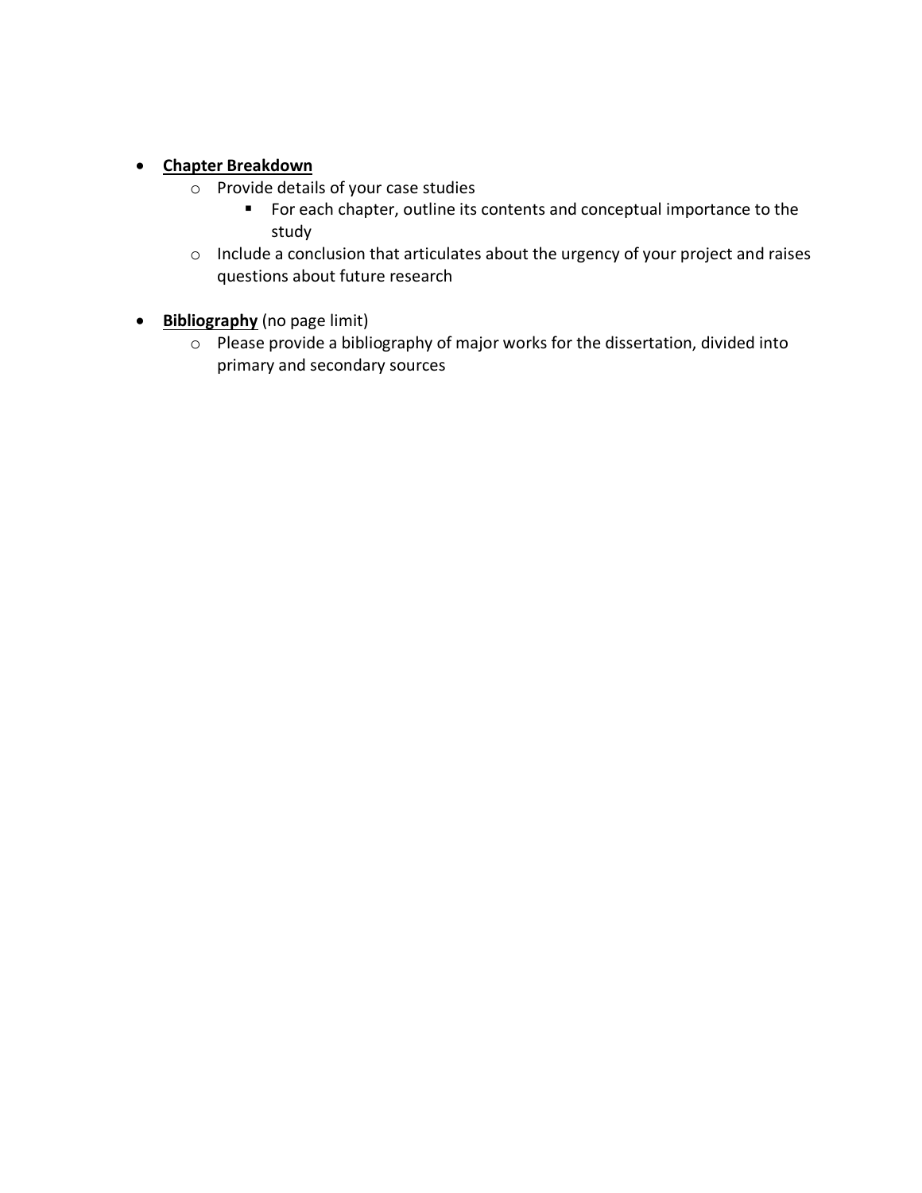- **Chapter Breakdown**
  - Provide details of your case studies
    - For each chapter, outline its contents and conceptual importance to the study
  - Include a conclusion that articulates about the urgency of your project and raises questions about future research

- **Bibliography** (no page limit)
  - Please provide a bibliography of major works for the dissertation, divided into primary and secondary sources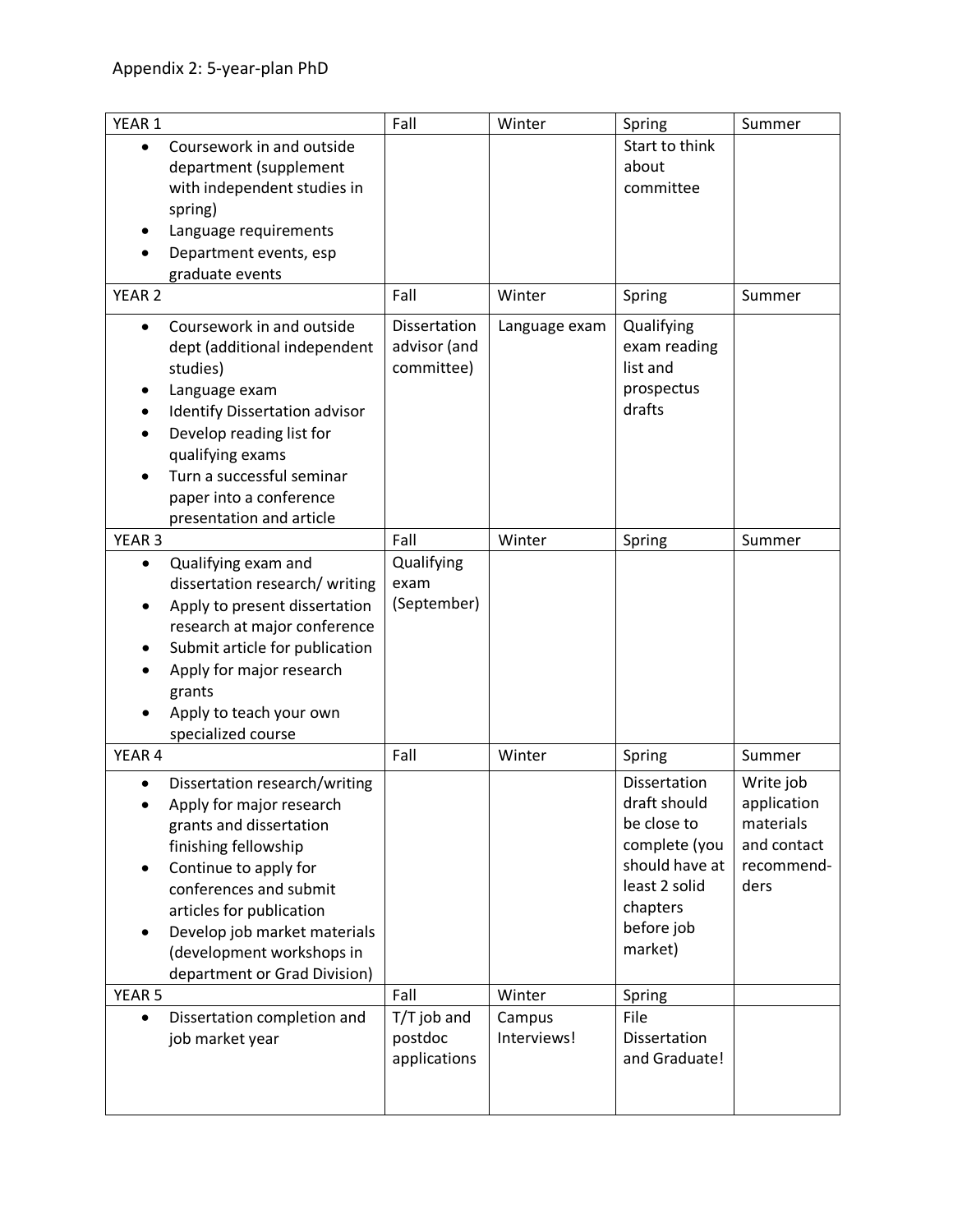Appendix 2: 5-year-plan PhD

| YEAR 1 | Fall | Winter | Spring | Summer |
|---|---|---|---|---|
| • Coursework in and outside department (supplement with independent studies in spring)<br>• Language requirements<br>• Department events, esp graduate events | | | Start to think about committee | |
| **YEAR 2** | **Fall** | **Winter** | **Spring** | **Summer** |
| • Coursework in and outside dept (additional independent studies)<br>• Language exam<br>• Identify Dissertation advisor<br>• Develop reading list for qualifying exams<br>• Turn a successful seminar paper into a conference presentation and article | Dissertation advisor (and committee) | Language exam | Qualifying exam reading list and prospectus drafts | |
| **YEAR 3** | **Fall** | **Winter** | **Spring** | **Summer** |
| • Qualifying exam and dissertation research/ writing<br>• Apply to present dissertation research at major conference<br>• Submit article for publication<br>• Apply for major research grants<br>• Apply to teach your own specialized course | Qualifying exam (September) | | | |
| **YEAR 4** | **Fall** | **Winter** | **Spring** | **Summer** |
| • Dissertation research/writing<br>• Apply for major research grants and dissertation finishing fellowship<br>• Continue to apply for conferences and submit articles for publication<br>• Develop job market materials (development workshops in department or Grad Division) | | | Dissertation draft should be close to complete (you should have at least 2 solid chapters before job market) | Write job application materials and contact recommend-ders |
| **YEAR 5** | **Fall** | **Winter** | **Spring** | |
| • Dissertation completion and job market year | T/T job and postdoc applications | Campus Interviews! | File Dissertation and Graduate! | |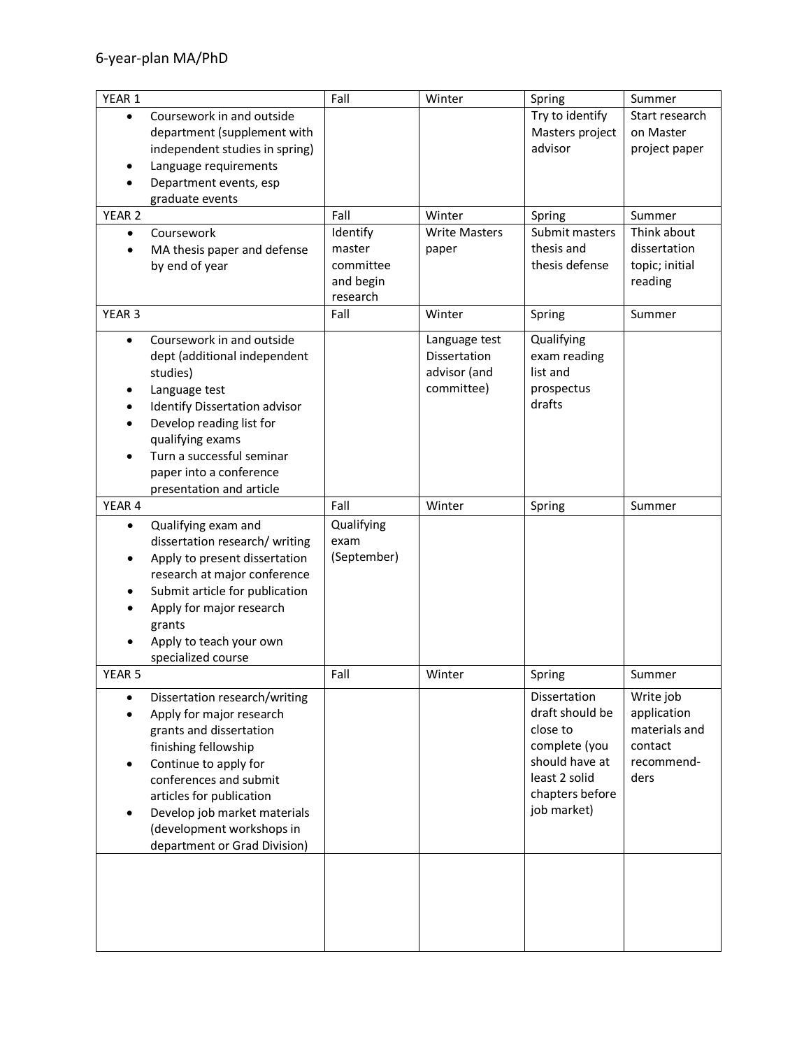6-year-plan MA/PhD

| YEAR 1 | Fall | Winter | Spring | Summer |
| --- | --- | --- | --- | --- |
| • Coursework in and outside department (supplement with independent studies in spring)<br>• Language requirements<br>• Department events, esp graduate events | | | Try to identify Masters project advisor | Start research on Master project paper |
| **YEAR 2** | **Fall** | **Winter** | **Spring** | **Summer** |
| • Coursework<br>• MA thesis paper and defense by end of year | Identify master committee and begin research | Write Masters paper | Submit masters thesis and thesis defense | Think about dissertation topic; initial reading |
| **YEAR 3** | **Fall** | **Winter** | **Spring** | **Summer** |
| • Coursework in and outside dept (additional independent studies)<br>• Language test<br>• Identify Dissertation advisor<br>• Develop reading list for qualifying exams<br>• Turn a successful seminar paper into a conference presentation and article | | Language test<br>Dissertation advisor (and committee) | Qualifying exam reading list and prospectus drafts | |
| **YEAR 4** | **Fall** | **Winter** | **Spring** | **Summer** |
| • Qualifying exam and dissertation research/ writing<br>• Apply to present dissertation research at major conference<br>• Submit article for publication<br>• Apply for major research grants<br>• Apply to teach your own specialized course | Qualifying exam (September) | | | |
| **YEAR 5** | **Fall** | **Winter** | **Spring** | **Summer** |
| • Dissertation research/writing<br>• Apply for major research grants and dissertation finishing fellowship<br>• Continue to apply for conferences and submit articles for publication<br>• Develop job market materials (development workshops in department or Grad Division) | | | Dissertation draft should be close to complete (you should have at least 2 solid chapters before job market) | Write job application materials and contact recommend-ders |
| | | | | |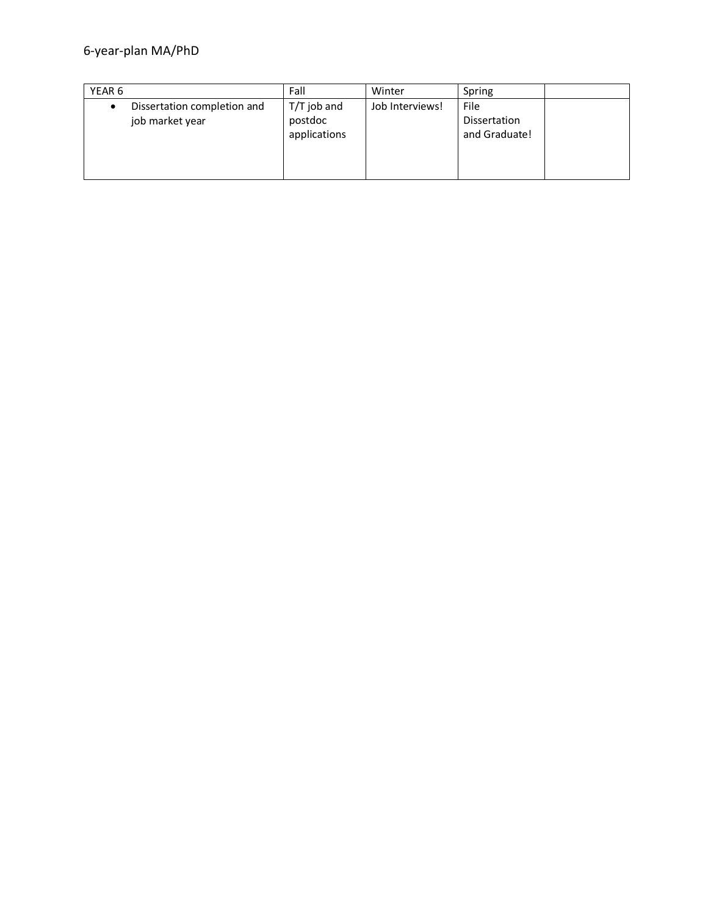6-year-plan MA/PhD

| YEAR 6 | Fall | Winter | Spring | |
|---|---|---|---|---|
| • Dissertation completion and job market year | T/T job and postdoc applications | Job Interviews! | File Dissertation and Graduate! | |